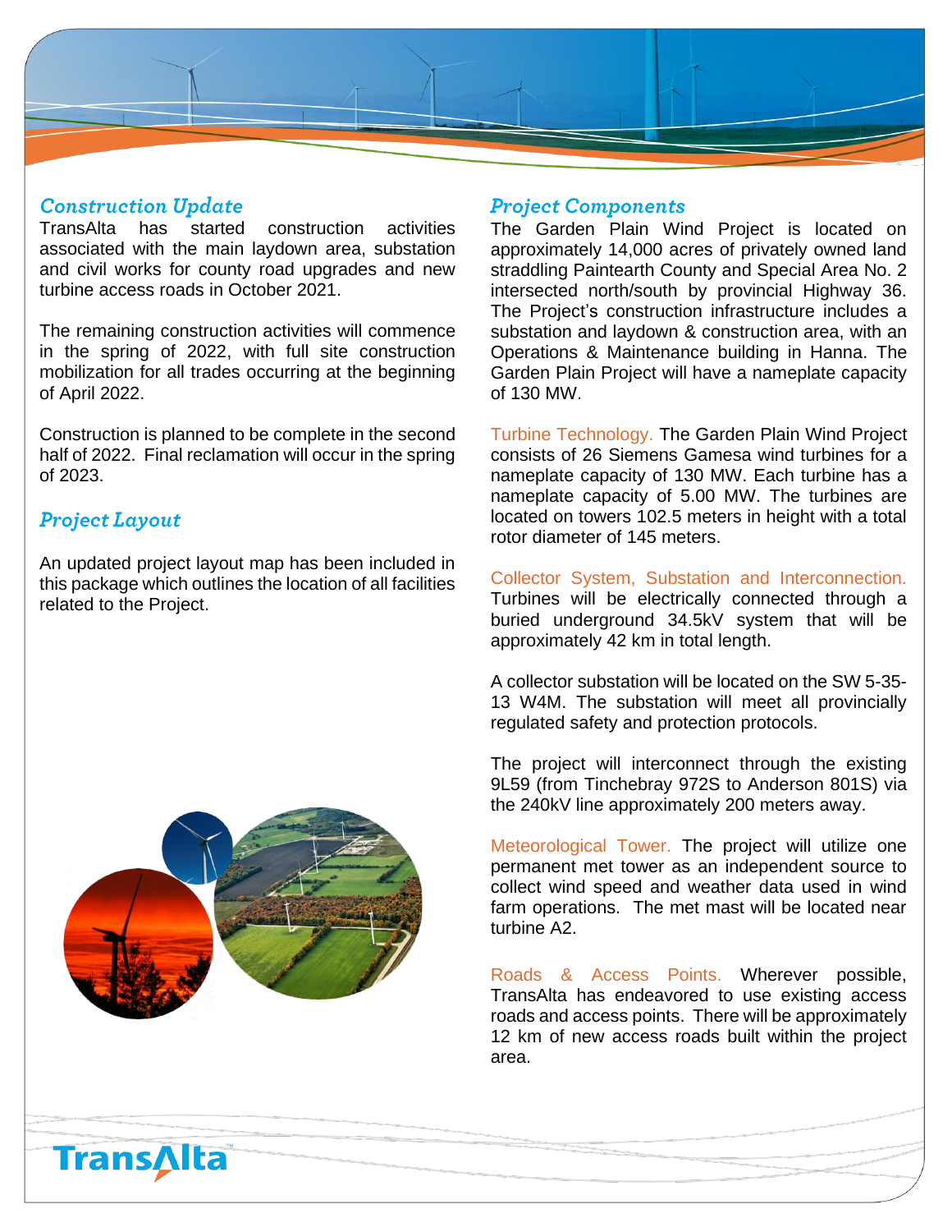## Construction Update

TransAlta has started construction activities associated with the main laydown area, substation and civil works for county road upgrades and new turbine access roads in October 2021.

The remaining construction activities will commence in the spring of 2022, with full site construction mobilization for all trades occurring at the beginning of April 2022.

Construction is planned to be complete in the second half of 2022. Final reclamation will occur in the spring of 2023.

## Project Layout

An updated project layout map has been included in this package which outlines the location of all facilities related to the Project.

## Project Components

The Garden Plain Wind Project is located on approximately 14,000 acres of privately owned land straddling Paintearth County and Special Area No. 2 intersected north/south by provincial Highway 36. The Project's construction infrastructure includes a substation and laydown & construction area, with an Operations & Maintenance building in Hanna. The Garden Plain Project will have a nameplate capacity of 130 MW.

Turbine Technology. The Garden Plain Wind Project consists of 26 Siemens Gamesa wind turbines for a nameplate capacity of 130 MW. Each turbine has a nameplate capacity of 5.00 MW. The turbines are located on towers 102.5 meters in height with a total rotor diameter of 145 meters.

Collector System, Substation and Interconnection. Turbines will be electrically connected through a buried underground 34.5kV system that will be approximately 42 km in total length.

A collector substation will be located on the SW 5-35-13 W4M. The substation will meet all provincially regulated safety and protection protocols.

The project will interconnect through the existing 9L59 (from Tinchebray 972S to Anderson 801S) via the 240kV line approximately 200 meters away.

Meteorological Tower. The project will utilize one permanent met tower as an independent source to collect wind speed and weather data used in wind farm operations. The met mast will be located near turbine A2.

Roads & Access Points. Wherever possible, TransAlta has endeavored to use existing access roads and access points. There will be approximately 12 km of new access roads built within the project area.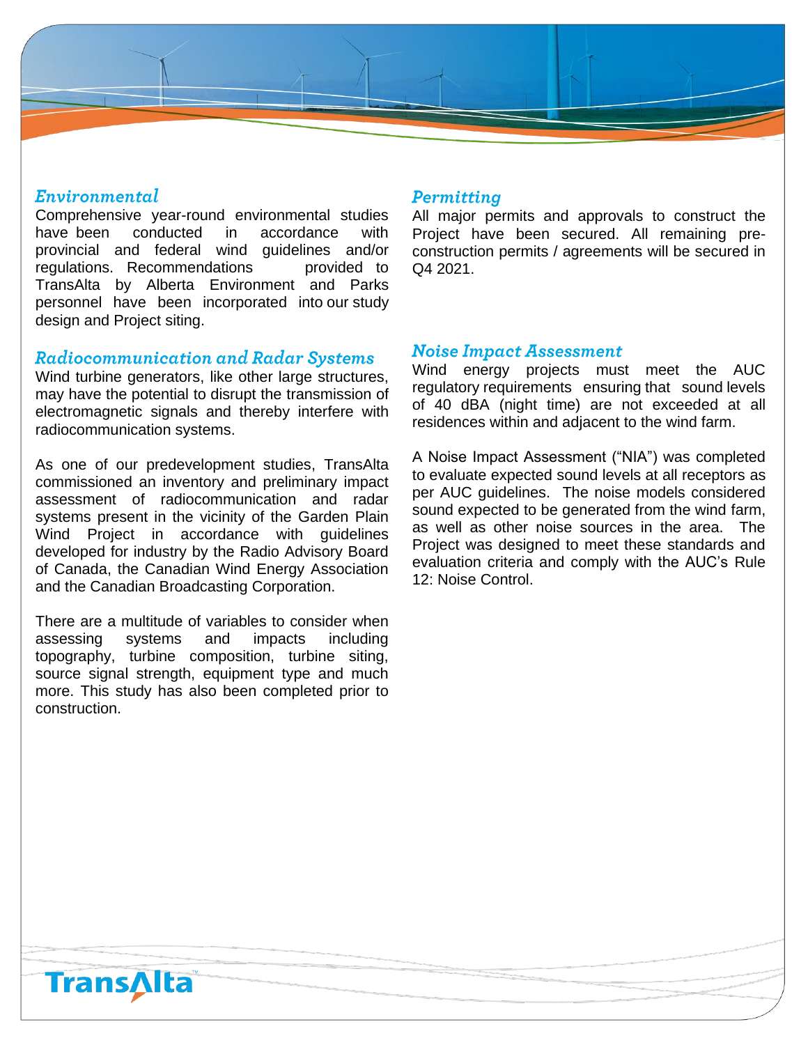## Environmental

Comprehensive year-round environmental studies have been conducted in accordance with provincial and federal wind guidelines and/or regulations. Recommendations provided to TransAlta by Alberta Environment and Parks personnel have been incorporated into our study design and Project siting.

## Radiocommunication and Radar Systems

Wind turbine generators, like other large structures, may have the potential to disrupt the transmission of electromagnetic signals and thereby interfere with radiocommunication systems.

As one of our predevelopment studies, TransAlta commissioned an inventory and preliminary impact assessment of radiocommunication and radar systems present in the vicinity of the Garden Plain Wind Project in accordance with guidelines developed for industry by the Radio Advisory Board of Canada, the Canadian Wind Energy Association and the Canadian Broadcasting Corporation.

There are a multitude of variables to consider when assessing systems and impacts including topography, turbine composition, turbine siting, source signal strength, equipment type and much more. This study has also been completed prior to construction.

## Permitting

All major permits and approvals to construct the Project have been secured. All remaining pre-construction permits / agreements will be secured in Q4 2021.

## Noise Impact Assessment

Wind energy projects must meet the AUC regulatory requirements ensuring that sound levels of 40 dBA (night time) are not exceeded at all residences within and adjacent to the wind farm.

A Noise Impact Assessment ("NIA") was completed to evaluate expected sound levels at all receptors as per AUC guidelines. The noise models considered sound expected to be generated from the wind farm, as well as other noise sources in the area. The Project was designed to meet these standards and evaluation criteria and comply with the AUC's Rule 12: Noise Control.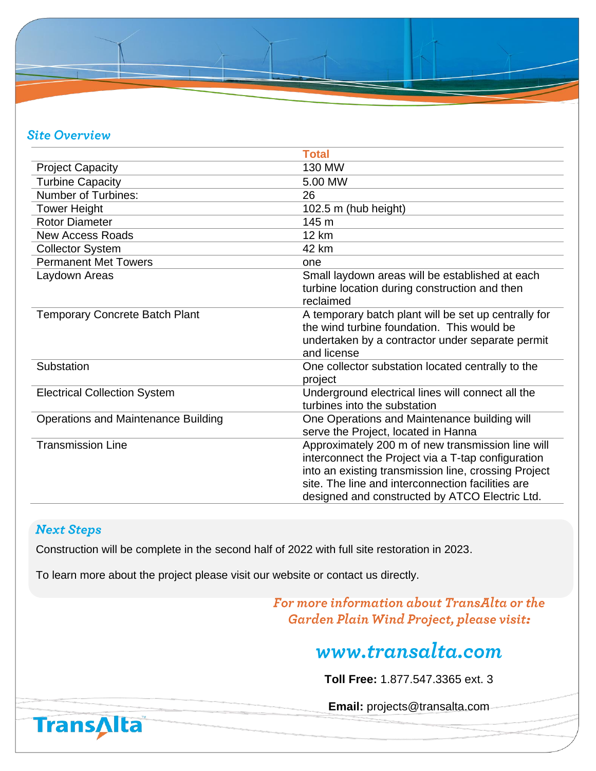## Site Overview

| | Total |
|---|---|
| Project Capacity | 130 MW |
| Turbine Capacity | 5.00 MW |
| Number of Turbines: | 26 |
| Tower Height | 102.5 m (hub height) |
| Rotor Diameter | 145 m |
| New Access Roads | 12 km |
| Collector System | 42 km |
| Permanent Met Towers | one |
| Laydown Areas | Small laydown areas will be established at each turbine location during construction and then reclaimed |
| Temporary Concrete Batch Plant | A temporary batch plant will be set up centrally for the wind turbine foundation. This would be undertaken by a contractor under separate permit and license |
| Substation | One collector substation located centrally to the project |
| Electrical Collection System | Underground electrical lines will connect all the turbines into the substation |
| Operations and Maintenance Building | One Operations and Maintenance building will serve the Project, located in Hanna |
| Transmission Line | Approximately 200 m of new transmission line will interconnect the Project via a T-tap configuration into an existing transmission line, crossing Project site. The line and interconnection facilities are designed and constructed by ATCO Electric Ltd. |

## Next Steps

Construction will be complete in the second half of 2022 with full site restoration in 2023.

To learn more about the project please visit our website or contact us directly.

*For more information about TransAlta or the Garden Plain Wind Project, please visit:*

## www.transalta.com

**Toll Free:** 1.877.547.3365 ext. 3

**Email:** projects@transalta.com

TransAlta™